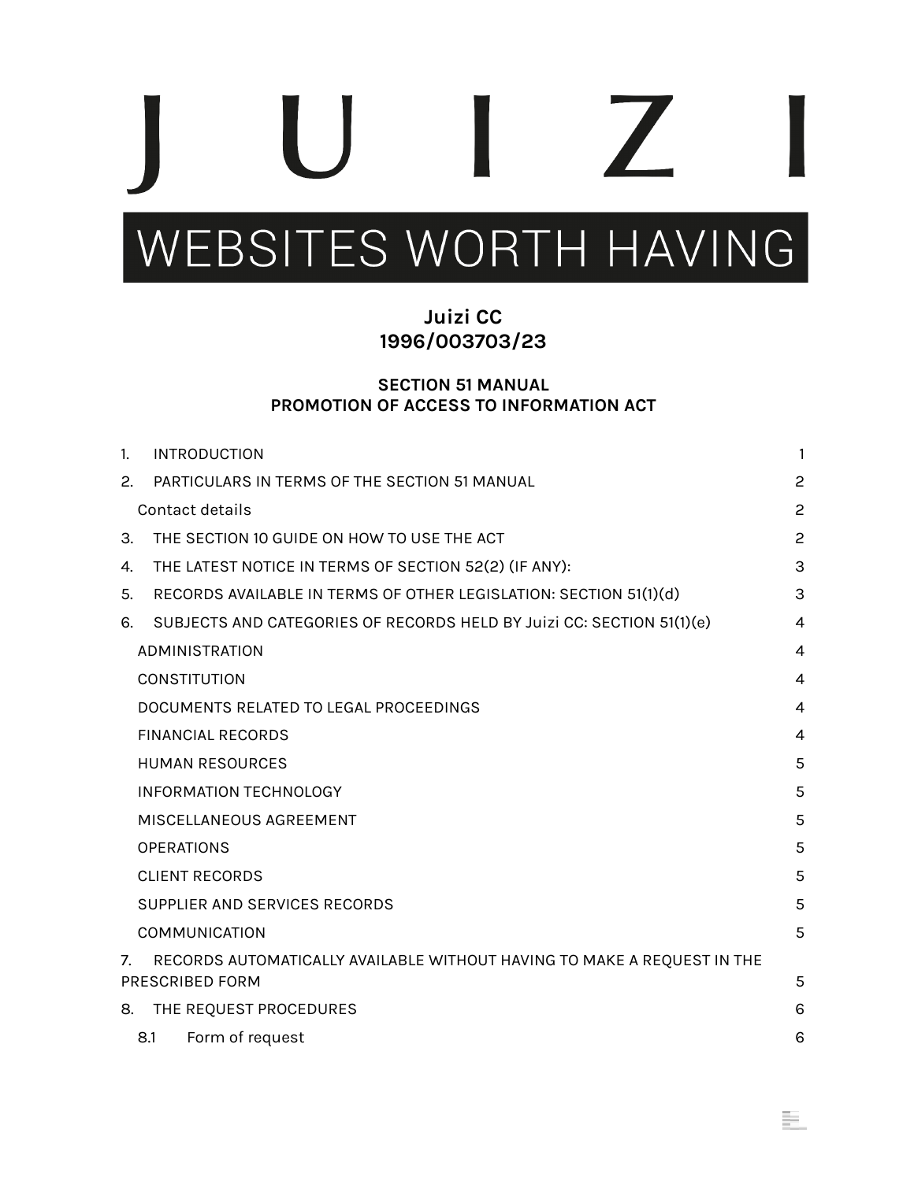# J U I Z I

WEBSITES WORTH HAVING

**Juizi CC**
**1996/003703/23**

**SECTION 51 MANUAL**
**PROMOTION OF ACCESS TO INFORMATION ACT**

| | |
|---|---|
| 1. INTRODUCTION | 1 |
| 2. PARTICULARS IN TERMS OF THE SECTION 51 MANUAL | 2 |
| Contact details | 2 |
| 3. THE SECTION 10 GUIDE ON HOW TO USE THE ACT | 2 |
| 4. THE LATEST NOTICE IN TERMS OF SECTION 52(2) (IF ANY): | 3 |
| 5. RECORDS AVAILABLE IN TERMS OF OTHER LEGISLATION: SECTION 51(1)(d) | 3 |
| 6. SUBJECTS AND CATEGORIES OF RECORDS HELD BY Juizi CC: SECTION 51(1)(e) | 4 |
| ADMINISTRATION | 4 |
| CONSTITUTION | 4 |
| DOCUMENTS RELATED TO LEGAL PROCEEDINGS | 4 |
| FINANCIAL RECORDS | 4 |
| HUMAN RESOURCES | 5 |
| INFORMATION TECHNOLOGY | 5 |
| MISCELLANEOUS AGREEMENT | 5 |
| OPERATIONS | 5 |
| CLIENT RECORDS | 5 |
| SUPPLIER AND SERVICES RECORDS | 5 |
| COMMUNICATION | 5 |
| 7. RECORDS AUTOMATICALLY AVAILABLE WITHOUT HAVING TO MAKE A REQUEST IN THE PRESCRIBED FORM | 5 |
| 8. THE REQUEST PROCEDURES | 6 |
| 8.1 Form of request | 6 |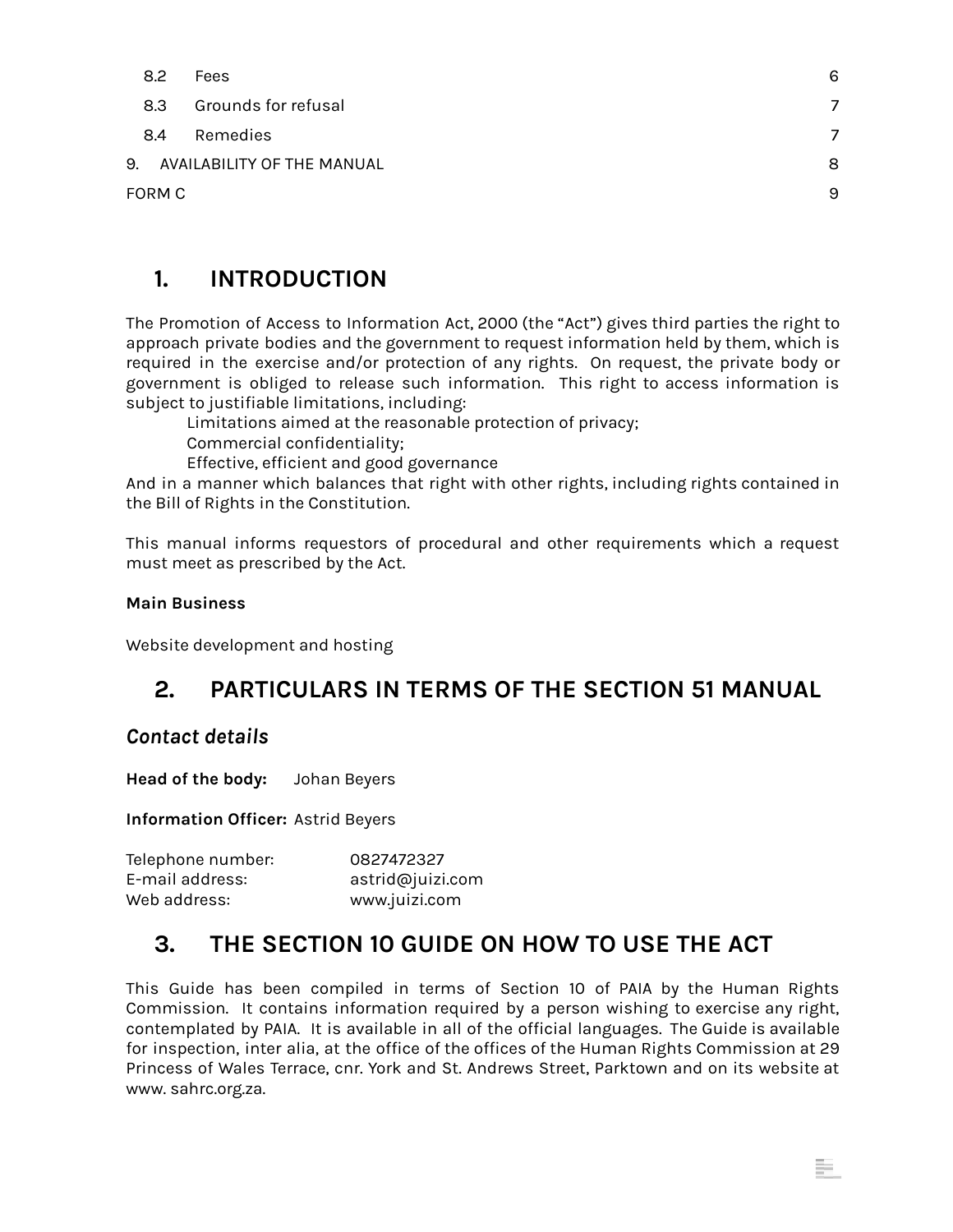| | | |
|---|---|---|
| 8.2 | Fees | 6 |
| 8.3 | Grounds for refusal | 7 |
| 8.4 | Remedies | 7 |
| 9. | AVAILABILITY OF THE MANUAL | 8 |
| FORM C | | 9 |

# 1. INTRODUCTION

The Promotion of Access to Information Act, 2000 (the "Act") gives third parties the right to approach private bodies and the government to request information held by them, which is required in the exercise and/or protection of any rights. On request, the private body or government is obliged to release such information. This right to access information is subject to justifiable limitations, including:

- Limitations aimed at the reasonable protection of privacy;
- Commercial confidentiality;
- Effective, efficient and good governance

And in a manner which balances that right with other rights, including rights contained in the Bill of Rights in the Constitution.

This manual informs requestors of procedural and other requirements which a request must meet as prescribed by the Act.

**Main Business**

Website development and hosting

# 2. PARTICULARS IN TERMS OF THE SECTION 51 MANUAL

## *Contact details*

**Head of the body:** Johan Beyers

**Information Officer:** Astrid Beyers

Telephone number: 0827472327
E-mail address: astrid@juizi.com
Web address: www.juizi.com

# 3. THE SECTION 10 GUIDE ON HOW TO USE THE ACT

This Guide has been compiled in terms of Section 10 of PAIA by the Human Rights Commission. It contains information required by a person wishing to exercise any right, contemplated by PAIA. It is available in all of the official languages. The Guide is available for inspection, inter alia, at the office of the offices of the Human Rights Commission at 29 Princess of Wales Terrace, cnr. York and St. Andrews Street, Parktown and on its website at www. sahrc.org.za.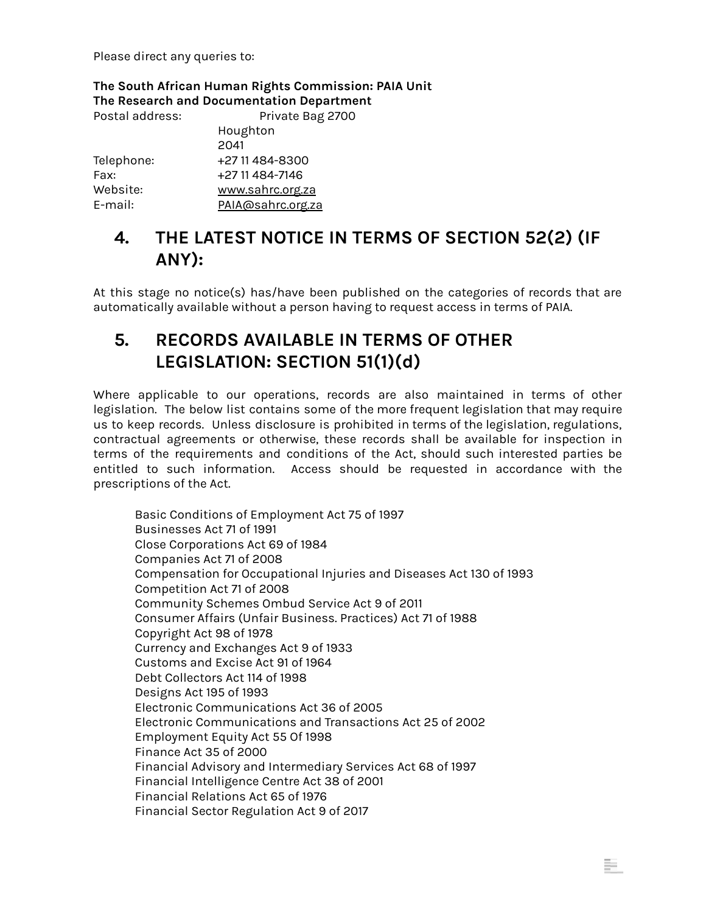Please direct any queries to:

**The South African Human Rights Commission: PAIA Unit**
**The Research and Documentation Department**

Postal address: Private Bag 2700
Houghton
2041
Telephone: +27 11 484-8300
Fax: +27 11 484-7146
Website: www.sahrc.org.za
E-mail: PAIA@sahrc.org.za

## 4. THE LATEST NOTICE IN TERMS OF SECTION 52(2) (IF ANY):

At this stage no notice(s) has/have been published on the categories of records that are automatically available without a person having to request access in terms of PAIA.

## 5. RECORDS AVAILABLE IN TERMS OF OTHER LEGISLATION: SECTION 51(1)(d)

Where applicable to our operations, records are also maintained in terms of other legislation. The below list contains some of the more frequent legislation that may require us to keep records. Unless disclosure is prohibited in terms of the legislation, regulations, contractual agreements or otherwise, these records shall be available for inspection in terms of the requirements and conditions of the Act, should such interested parties be entitled to such information. Access should be requested in accordance with the prescriptions of the Act.

Basic Conditions of Employment Act 75 of 1997
Businesses Act 71 of 1991
Close Corporations Act 69 of 1984
Companies Act 71 of 2008
Compensation for Occupational Injuries and Diseases Act 130 of 1993
Competition Act 71 of 2008
Community Schemes Ombud Service Act 9 of 2011
Consumer Affairs (Unfair Business. Practices) Act 71 of 1988
Copyright Act 98 of 1978
Currency and Exchanges Act 9 of 1933
Customs and Excise Act 91 of 1964
Debt Collectors Act 114 of 1998
Designs Act 195 of 1993
Electronic Communications Act 36 of 2005
Electronic Communications and Transactions Act 25 of 2002
Employment Equity Act 55 Of 1998
Finance Act 35 of 2000
Financial Advisory and Intermediary Services Act 68 of 1997
Financial Intelligence Centre Act 38 of 2001
Financial Relations Act 65 of 1976
Financial Sector Regulation Act 9 of 2017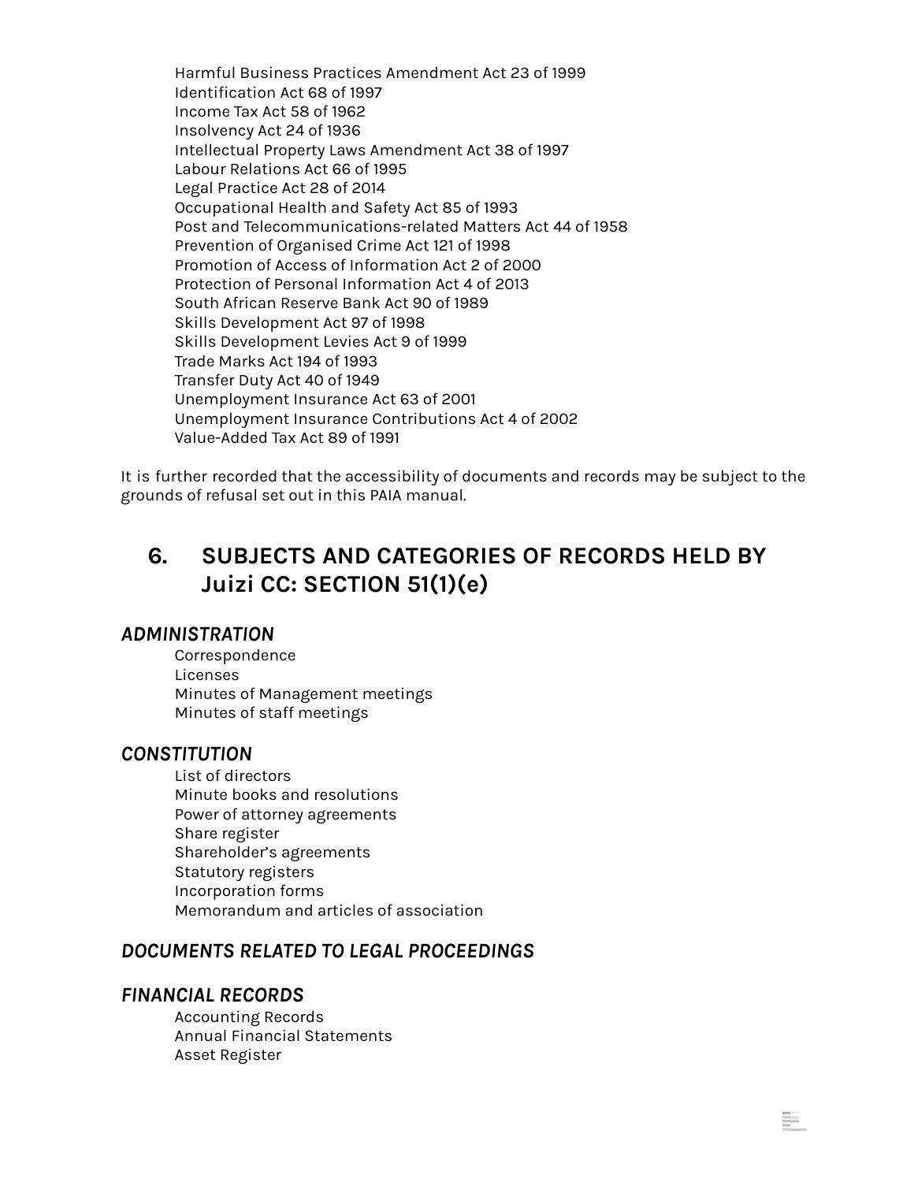- Harmful Business Practices Amendment Act 23 of 1999
- Identification Act 68 of 1997
- Income Tax Act 58 of 1962
- Insolvency Act 24 of 1936
- Intellectual Property Laws Amendment Act 38 of 1997
- Labour Relations Act 66 of 1995
- Legal Practice Act 28 of 2014
- Occupational Health and Safety Act 85 of 1993
- Post and Telecommunications-related Matters Act 44 of 1958
- Prevention of Organised Crime Act 121 of 1998
- Promotion of Access of Information Act 2 of 2000
- Protection of Personal Information Act 4 of 2013
- South African Reserve Bank Act 90 of 1989
- Skills Development Act 97 of 1998
- Skills Development Levies Act 9 of 1999
- Trade Marks Act 194 of 1993
- Transfer Duty Act 40 of 1949
- Unemployment Insurance Act 63 of 2001
- Unemployment Insurance Contributions Act 4 of 2002
- Value-Added Tax Act 89 of 1991

It is further recorded that the accessibility of documents and records may be subject to the grounds of refusal set out in this PAIA manual.

## 6. SUBJECTS AND CATEGORIES OF RECORDS HELD BY Juizi CC: SECTION 51(1)(e)

### *ADMINISTRATION*

- Correspondence
- Licenses
- Minutes of Management meetings
- Minutes of staff meetings

### *CONSTITUTION*

- List of directors
- Minute books and resolutions
- Power of attorney agreements
- Share register
- Shareholder's agreements
- Statutory registers
- Incorporation forms
- Memorandum and articles of association

### *DOCUMENTS RELATED TO LEGAL PROCEEDINGS*

### *FINANCIAL RECORDS*

- Accounting Records
- Annual Financial Statements
- Asset Register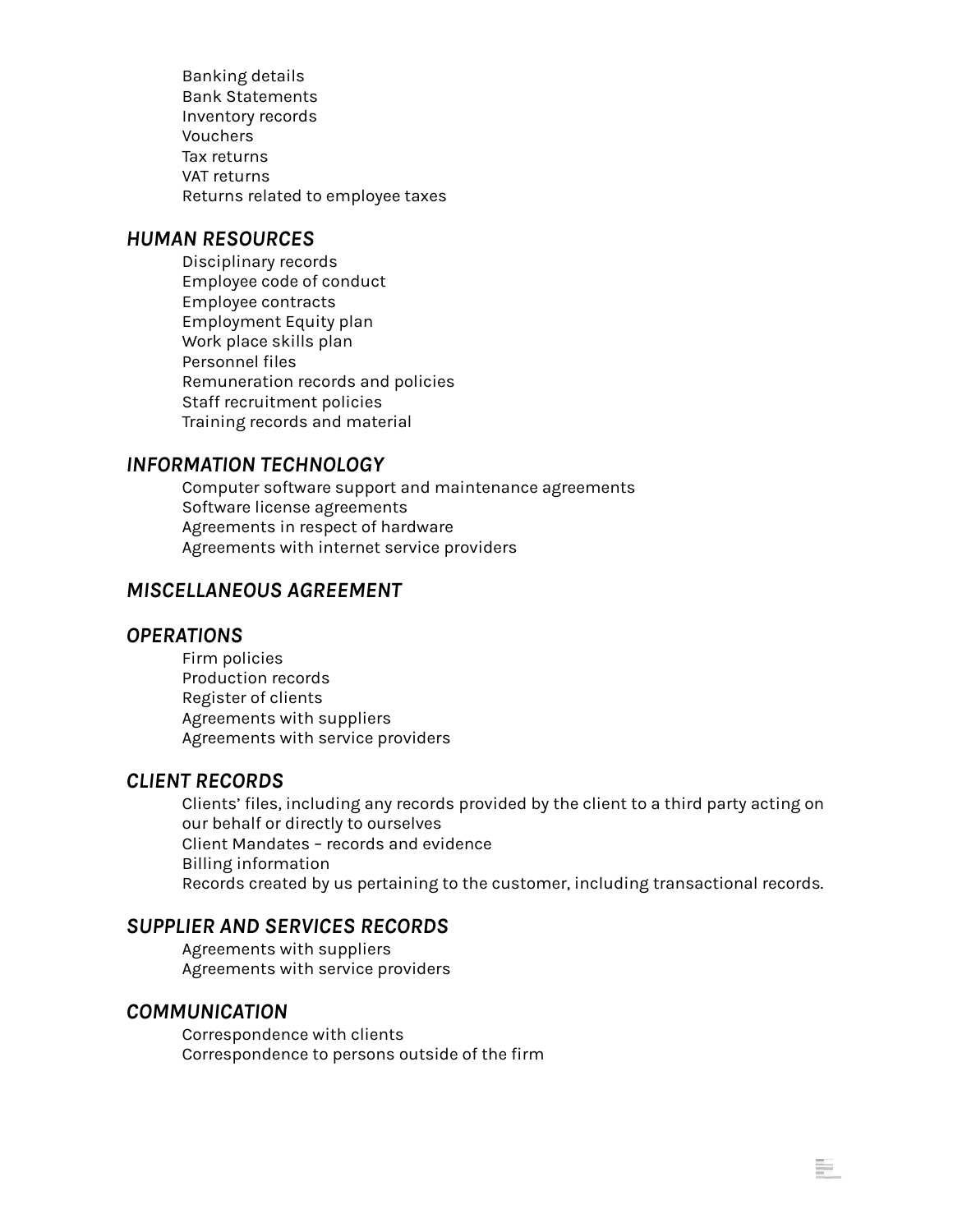- Banking details
- Bank Statements
- Inventory records
- Vouchers
- Tax returns
- VAT returns
- Returns related to employee taxes

### *HUMAN RESOURCES*

- Disciplinary records
- Employee code of conduct
- Employee contracts
- Employment Equity plan
- Work place skills plan
- Personnel files
- Remuneration records and policies
- Staff recruitment policies
- Training records and material

### *INFORMATION TECHNOLOGY*

- Computer software support and maintenance agreements
- Software license agreements
- Agreements in respect of hardware
- Agreements with internet service providers

### *MISCELLANEOUS AGREEMENT*

### *OPERATIONS*

- Firm policies
- Production records
- Register of clients
- Agreements with suppliers
- Agreements with service providers

### *CLIENT RECORDS*

- Clients' files, including any records provided by the client to a third party acting on our behalf or directly to ourselves
- Client Mandates – records and evidence
- Billing information
- Records created by us pertaining to the customer, including transactional records.

### *SUPPLIER AND SERVICES RECORDS*

- Agreements with suppliers
- Agreements with service providers

### *COMMUNICATION*

- Correspondence with clients
- Correspondence to persons outside of the firm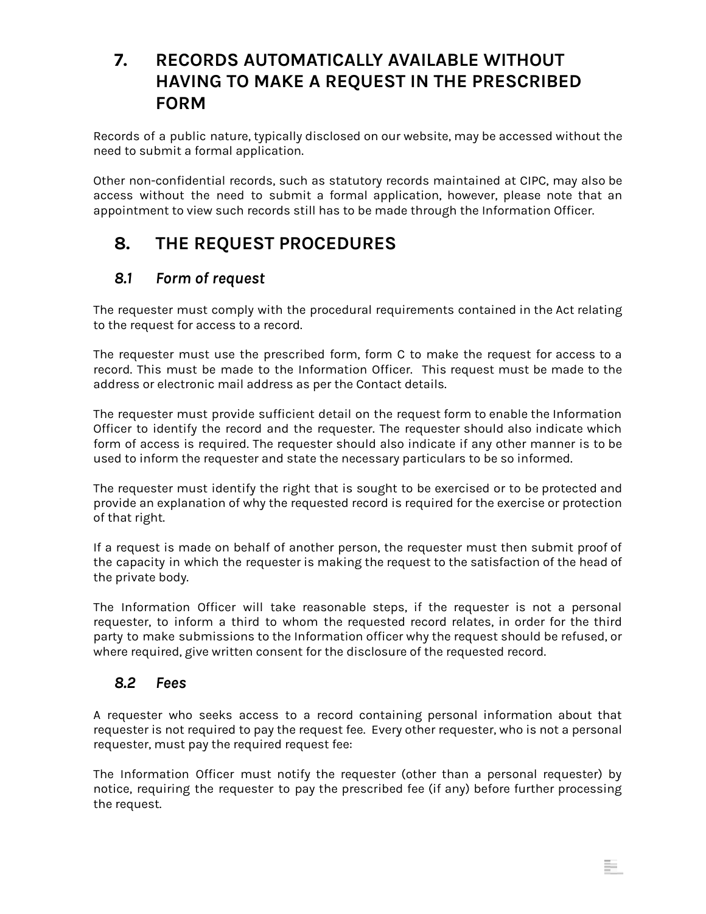## 7. RECORDS AUTOMATICALLY AVAILABLE WITHOUT HAVING TO MAKE A REQUEST IN THE PRESCRIBED FORM

Records of a public nature, typically disclosed on our website, may be accessed without the need to submit a formal application.

Other non-confidential records, such as statutory records maintained at CIPC, may also be access without the need to submit a formal application, however, please note that an appointment to view such records still has to be made through the Information Officer.

## 8. THE REQUEST PROCEDURES

### *8.1 Form of request*

The requester must comply with the procedural requirements contained in the Act relating to the request for access to a record.

The requester must use the prescribed form, form C to make the request for access to a record. This must be made to the Information Officer. This request must be made to the address or electronic mail address as per the Contact details.

The requester must provide sufficient detail on the request form to enable the Information Officer to identify the record and the requester. The requester should also indicate which form of access is required. The requester should also indicate if any other manner is to be used to inform the requester and state the necessary particulars to be so informed.

The requester must identify the right that is sought to be exercised or to be protected and provide an explanation of why the requested record is required for the exercise or protection of that right.

If a request is made on behalf of another person, the requester must then submit proof of the capacity in which the requester is making the request to the satisfaction of the head of the private body.

The Information Officer will take reasonable steps, if the requester is not a personal requester, to inform a third to whom the requested record relates, in order for the third party to make submissions to the Information officer why the request should be refused, or where required, give written consent for the disclosure of the requested record.

### *8.2 Fees*

A requester who seeks access to a record containing personal information about that requester is not required to pay the request fee. Every other requester, who is not a personal requester, must pay the required request fee:

The Information Officer must notify the requester (other than a personal requester) by notice, requiring the requester to pay the prescribed fee (if any) before further processing the request.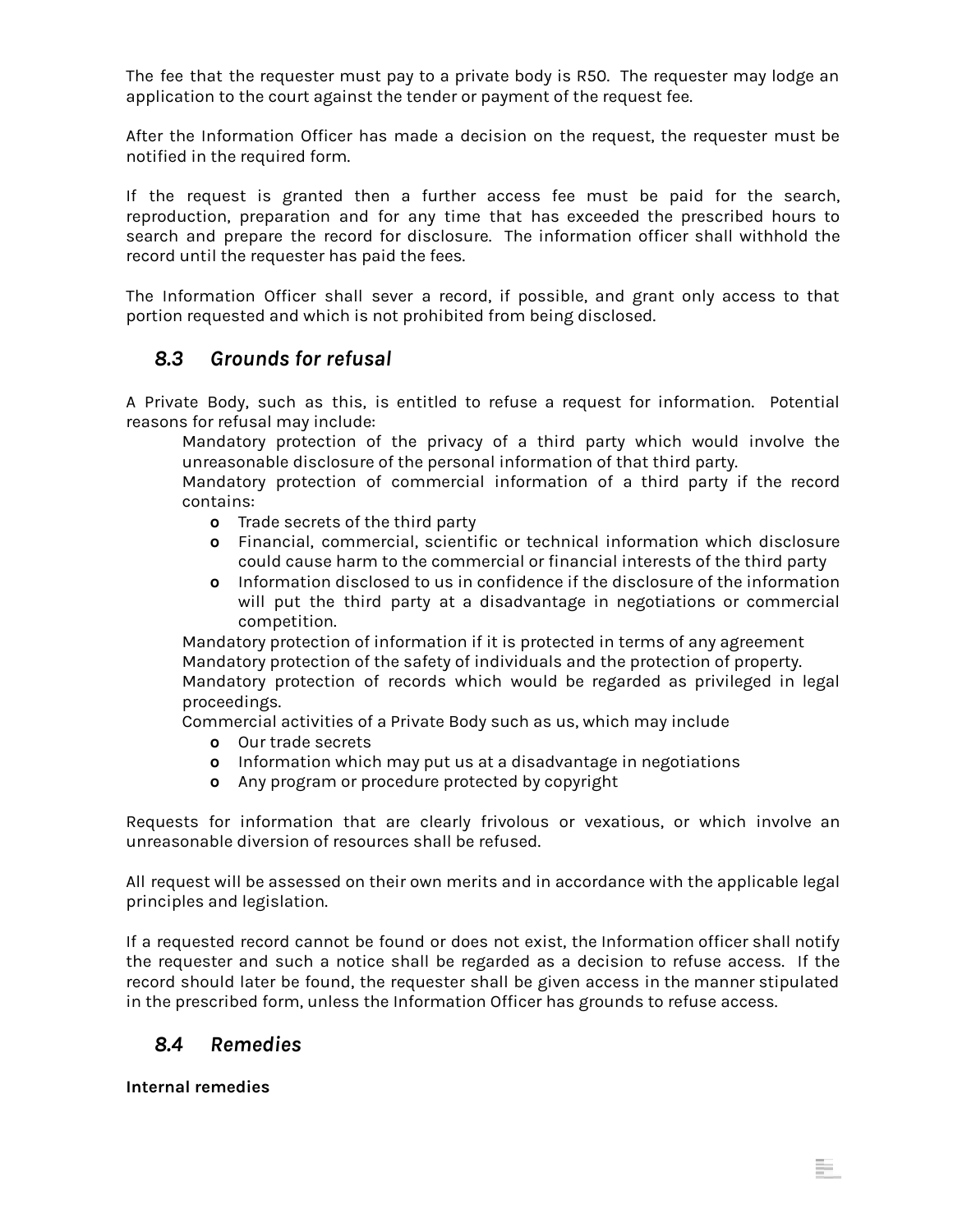The fee that the requester must pay to a private body is R50. The requester may lodge an application to the court against the tender or payment of the request fee.

After the Information Officer has made a decision on the request, the requester must be notified in the required form.

If the request is granted then a further access fee must be paid for the search, reproduction, preparation and for any time that has exceeded the prescribed hours to search and prepare the record for disclosure. The information officer shall withhold the record until the requester has paid the fees.

The Information Officer shall sever a record, if possible, and grant only access to that portion requested and which is not prohibited from being disclosed.

## *8.3 Grounds for refusal*

A Private Body, such as this, is entitled to refuse a request for information. Potential reasons for refusal may include:

- Mandatory protection of the privacy of a third party which would involve the unreasonable disclosure of the personal information of that third party.
- Mandatory protection of commercial information of a third party if the record contains:
  - Trade secrets of the third party
  - Financial, commercial, scientific or technical information which disclosure could cause harm to the commercial or financial interests of the third party
  - Information disclosed to us in confidence if the disclosure of the information will put the third party at a disadvantage in negotiations or commercial competition.
- Mandatory protection of information if it is protected in terms of any agreement
- Mandatory protection of the safety of individuals and the protection of property.
- Mandatory protection of records which would be regarded as privileged in legal proceedings.
- Commercial activities of a Private Body such as us, which may include
  - Our trade secrets
  - Information which may put us at a disadvantage in negotiations
  - Any program or procedure protected by copyright

Requests for information that are clearly frivolous or vexatious, or which involve an unreasonable diversion of resources shall be refused.

All request will be assessed on their own merits and in accordance with the applicable legal principles and legislation.

If a requested record cannot be found or does not exist, the Information officer shall notify the requester and such a notice shall be regarded as a decision to refuse access. If the record should later be found, the requester shall be given access in the manner stipulated in the prescribed form, unless the Information Officer has grounds to refuse access.

## *8.4 Remedies*

**Internal remedies**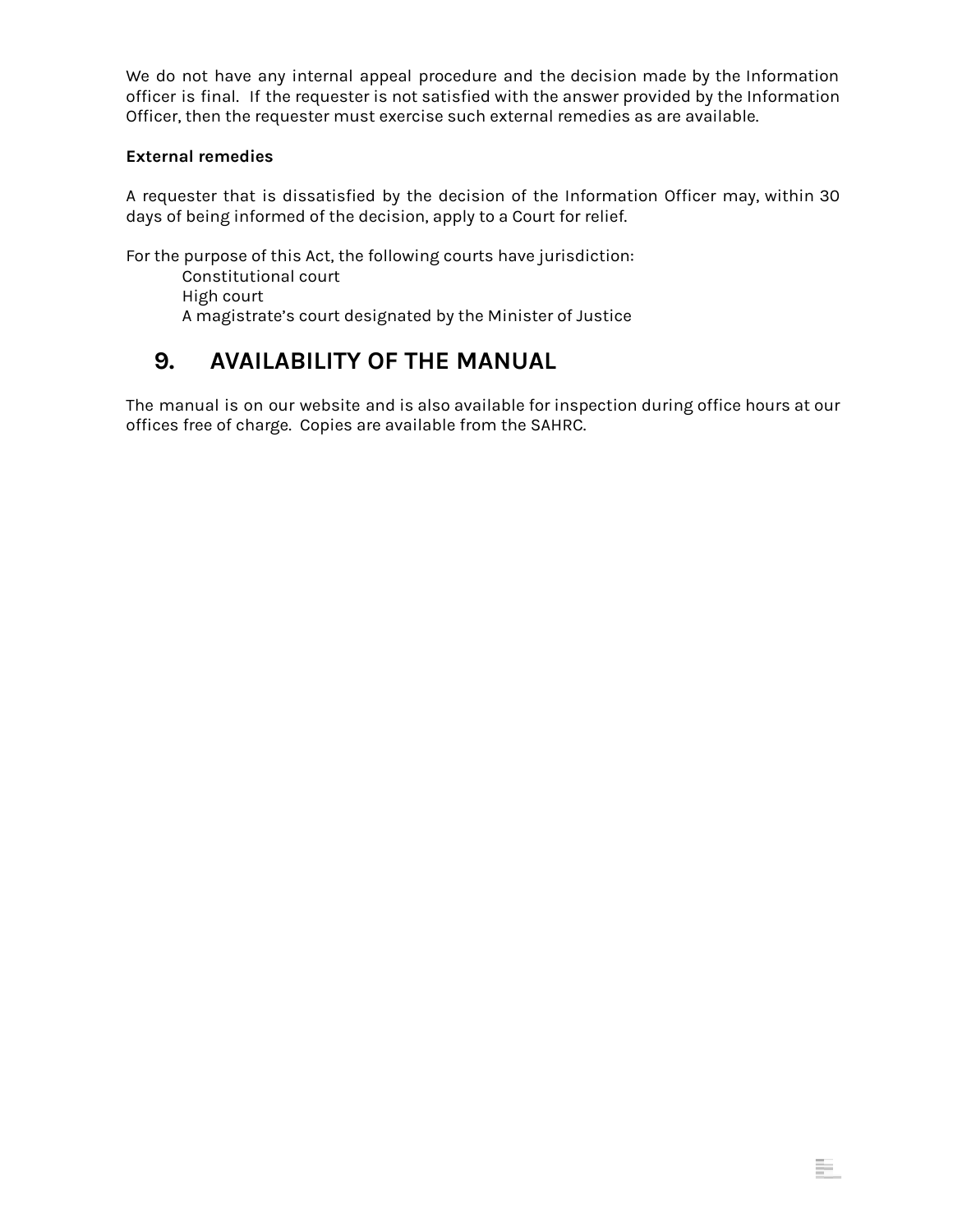We do not have any internal appeal procedure and the decision made by the Information officer is final. If the requester is not satisfied with the answer provided by the Information Officer, then the requester must exercise such external remedies as are available.

**External remedies**

A requester that is dissatisfied by the decision of the Information Officer may, within 30 days of being informed of the decision, apply to a Court for relief.

For the purpose of this Act, the following courts have jurisdiction:

- Constitutional court
- High court
- A magistrate's court designated by the Minister of Justice

## 9. AVAILABILITY OF THE MANUAL

The manual is on our website and is also available for inspection during office hours at our offices free of charge. Copies are available from the SAHRC.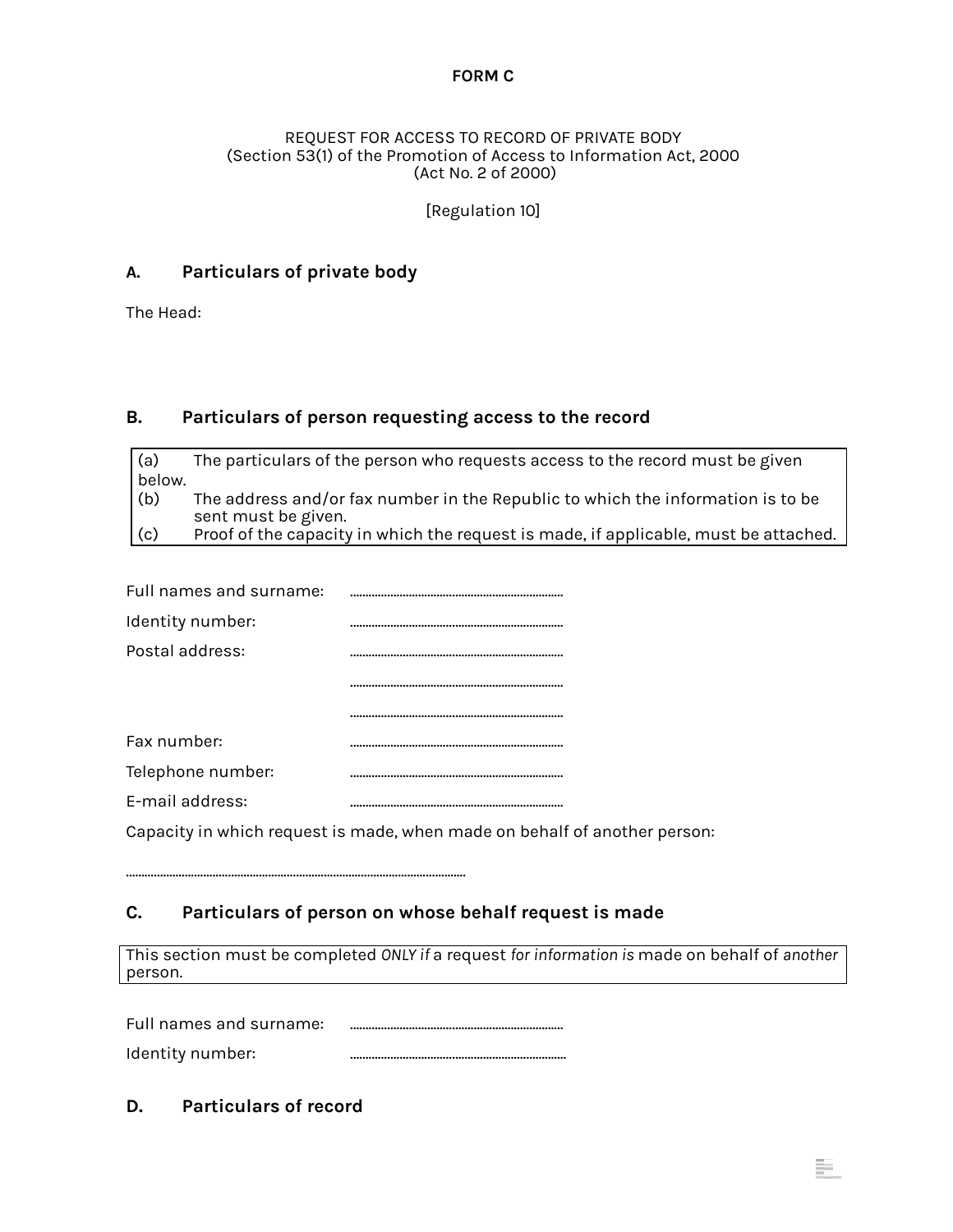**FORM C**

REQUEST FOR ACCESS TO RECORD OF PRIVATE BODY
(Section 53(1) of the Promotion of Access to Information Act, 2000
(Act No. 2 of 2000)

[Regulation 10]

## A. Particulars of private body

The Head:

## B. Particulars of person requesting access to the record

> (a) The particulars of the person who requests access to the record must be given below.
> (b) The address and/or fax number in the Republic to which the information is to be sent must be given.
> (c) Proof of the capacity in which the request is made, if applicable, must be attached.

Full names and surname: ..............................................................

Identity number: ..............................................................

Postal address: ..............................................................

..............................................................

..............................................................

Fax number: ..............................................................

Telephone number: ..............................................................

E-mail address: ..............................................................

Capacity in which request is made, when made on behalf of another person:

..............................................................................................................

## C. Particulars of person on whose behalf request is made

> This section must be completed *ONLY if* a request *for information is* made on behalf of *another* person.

Full names and surname: ..............................................................

Identity number: ..............................................................

## D. Particulars of record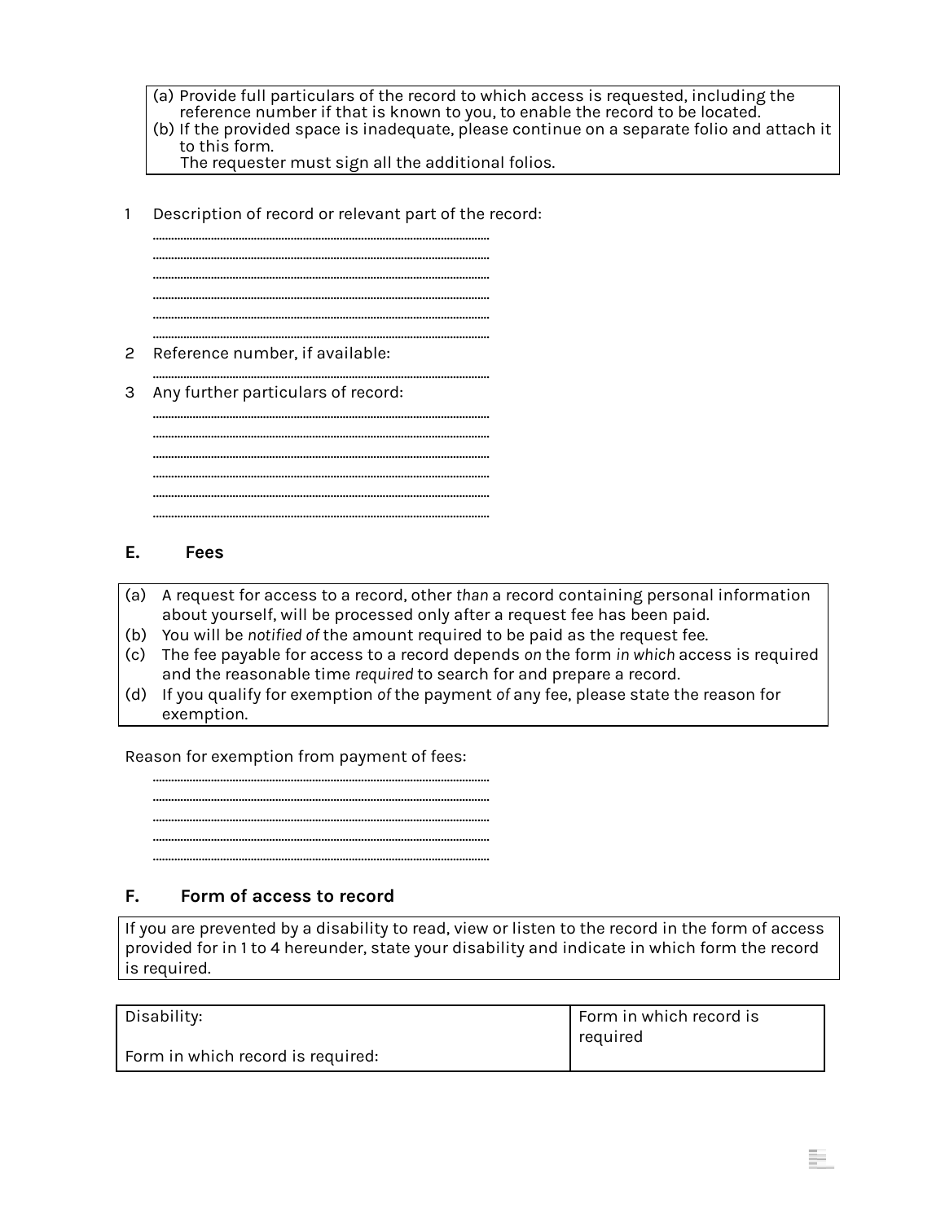| (a) Provide full particulars of the record to which access is requested, including the reference number if that is known to you, to enable the record to be located.<br>(b) If the provided space is inadequate, please continue on a separate folio and attach it to this form.<br>The requester must sign all the additional folios. |
|---|

1 Description of record or relevant part of the record:

..............................................................................................

..............................................................................................

..............................................................................................

..............................................................................................

..............................................................................................

..............................................................................................

2 Reference number, if available:

..............................................................................................

3 Any further particulars of record:

..............................................................................................

..............................................................................................

..............................................................................................

..............................................................................................

..............................................................................................

..............................................................................................

### E. Fees

| (a) A request for access to a record, other *than* a record containing personal information about yourself, will be processed only after a request fee has been paid.<br>(b) You will be *notified of* the amount required to be paid as the request fee.<br>(c) The fee payable for access to a record depends *on* the form *in which* access is required and the reasonable time *required* to search for and prepare a record.<br>(d) If you qualify for exemption *of* the payment *of* any fee, please state the reason for exemption. |
|---|

Reason for exemption from payment of fees:

..............................................................................................

..............................................................................................

..............................................................................................

..............................................................................................

..............................................................................................

### F. Form of access to record

| If you are prevented by a disability to read, view or listen to the record in the form of access provided for in 1 to 4 hereunder, state your disability and indicate in which form the record is required. |
|---|

| Disability:<br><br>Form in which record is required: | Form in which record is required |
|---|---|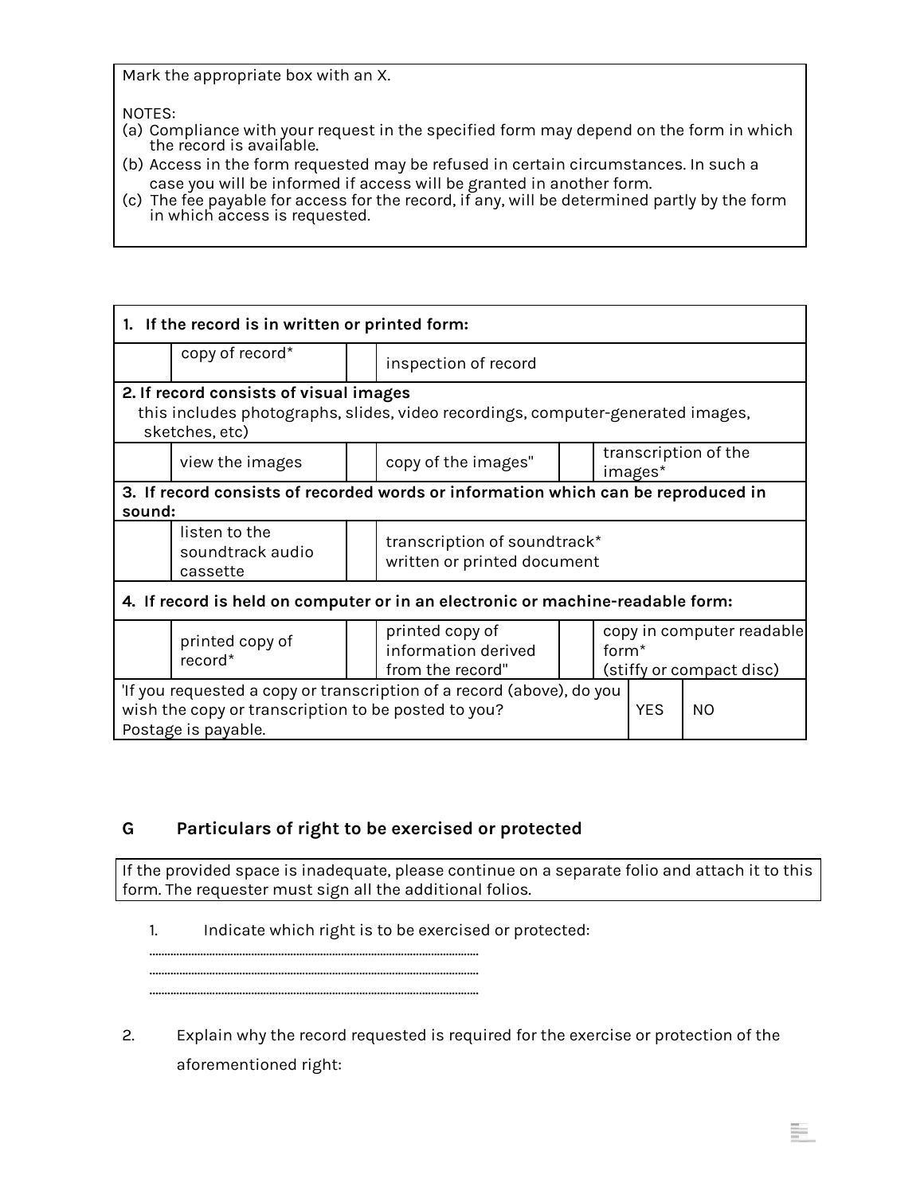Mark the appropriate box with an X.

NOTES:
(a) Compliance with your request in the specified form may depend on the form in which the record is available.
(b) Access in the form requested may be refused in certain circumstances. In such a case you will be informed if access will be granted in another form.
(c) The fee payable for access for the record, if any, will be determined partly by the form in which access is requested.

| **1. If the record is in written or printed form:** | | | | | |
|---|---|---|---|---|---|
| | copy of record* | | inspection of record | | |
| **2. If record consists of visual images** this includes photographs, slides, video recordings, computer-generated images, sketches, etc) | | | | | |
| | view the images | | copy of the images" | | transcription of the images* |
| **3. If record consists of recorded words or information which can be reproduced in sound:** | | | | | |
| | listen to the soundtrack audio cassette | | transcription of soundtrack* written or printed document | | |
| **4. If record is held on computer or in an electronic or machine-readable form:** | | | | | |
| | printed copy of record* | | printed copy of information derived from the record" | | copy in computer readable form* (stiffy or compact disc) |

| 'If you requested a copy or transcription of a record (above), do you wish the copy or transcription to be posted to you? Postage is payable. | YES | NO |
|---|---|---|

## G Particulars of right to be exercised or protected

If the provided space is inadequate, please continue on a separate folio and attach it to this form. The requester must sign all the additional folios.

1. Indicate which right is to be exercised or protected:

..............................................................................................................
..............................................................................................................
..............................................................................................................

2. Explain why the record requested is required for the exercise or protection of the aforementioned right: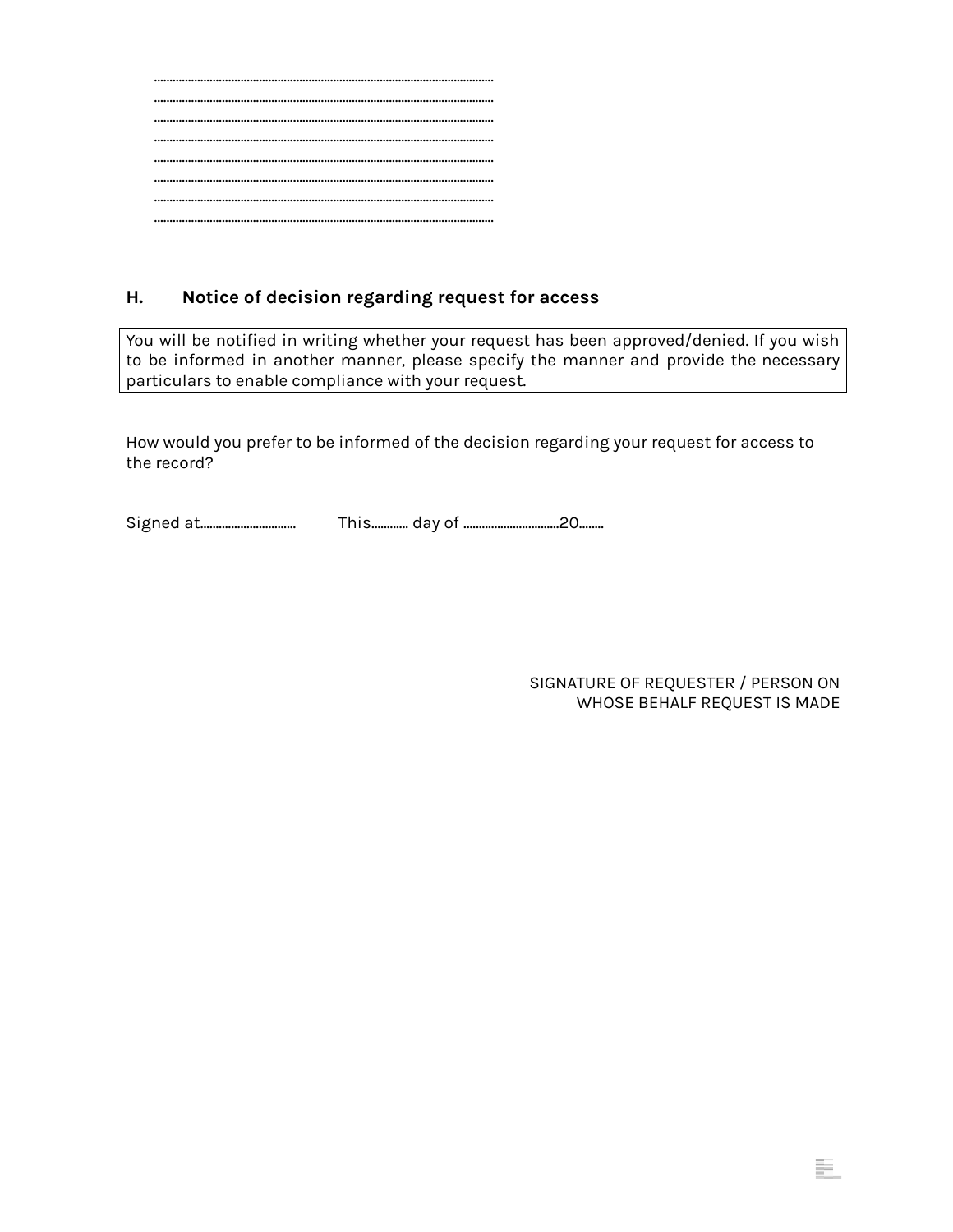.............................................................................................................
.............................................................................................................
.............................................................................................................
.............................................................................................................
.............................................................................................................
.............................................................................................................
.............................................................................................................
.............................................................................................................

## H. Notice of decision regarding request for access

| |
|---|
| You will be notified in writing whether your request has been approved/denied. If you wish to be informed in another manner, please specify the manner and provide the necessary particulars to enable compliance with your request. |

How would you prefer to be informed of the decision regarding your request for access to the record?

Signed at................................ This............ day of ................................20........

SIGNATURE OF REQUESTER / PERSON ON WHOSE BEHALF REQUEST IS MADE